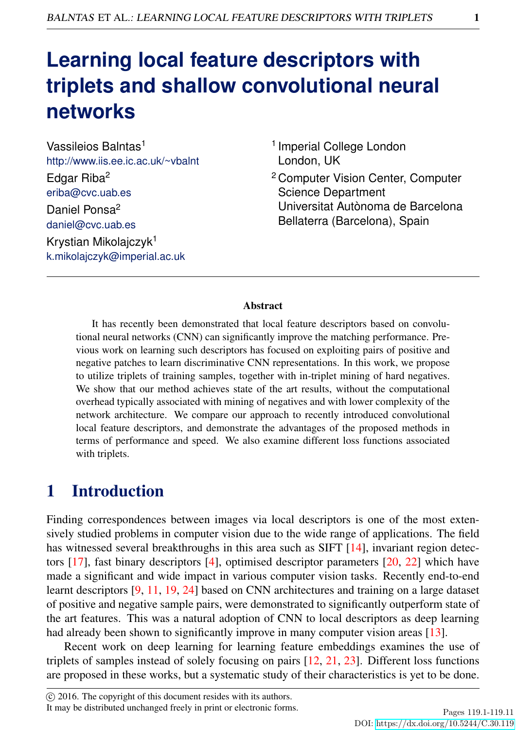# Learning local feature descriptors with triplets and shallow convolutional neural networks

Vassileios Balntas[1]
http://www.iis.ee.ic.ac.uk/~vbalnt

Edgar Riba[2]
eriba@cvc.uab.es

Daniel Ponsa[2]
daniel@cvc.uab.es

Krystian Mikolajczyk[1]
k.mikolajczyk@imperial.ac.uk

[1] Imperial College London
London, UK

[2] Computer Vision Center, Computer Science Department
Universitat Autònoma de Barcelona
Bellaterra (Barcelona), Spain

## Abstract

It has recently been demonstrated that local feature descriptors based on convolutional neural networks (CNN) can significantly improve the matching performance. Previous work on learning such descriptors has focused on exploiting pairs of positive and negative patches to learn discriminative CNN representations. In this work, we propose to utilize triplets of training samples, together with in-triplet mining of hard negatives. We show that our method achieves state of the art results, without the computational overhead typically associated with mining of negatives and with lower complexity of the network architecture. We compare our approach to recently introduced convolutional local feature descriptors, and demonstrate the advantages of the proposed methods in terms of performance and speed. We also examine different loss functions associated with triplets.

## 1 Introduction

Finding correspondences between images via local descriptors is one of the most extensively studied problems in computer vision due to the wide range of applications. The field has witnessed several breakthroughs in this area such as SIFT [14], invariant region detectors [17], fast binary descriptors [4], optimised descriptor parameters [20, 22] which have made a significant and wide impact in various computer vision tasks. Recently end-to-end learnt descriptors [9, 11, 19, 24] based on CNN architectures and training on a large dataset of positive and negative sample pairs, were demonstrated to significantly outperform state of the art features. This was a natural adoption of CNN to local descriptors as deep learning had already been shown to significantly improve in many computer vision areas [13].

Recent work on deep learning for learning feature embeddings examines the use of triplets of samples instead of solely focusing on pairs [12, 21, 23]. Different loss functions are proposed in these works, but a systematic study of their characteristics is yet to be done.

© 2016. The copyright of this document resides with its authors.
It may be distributed unchanged freely in print or electronic forms.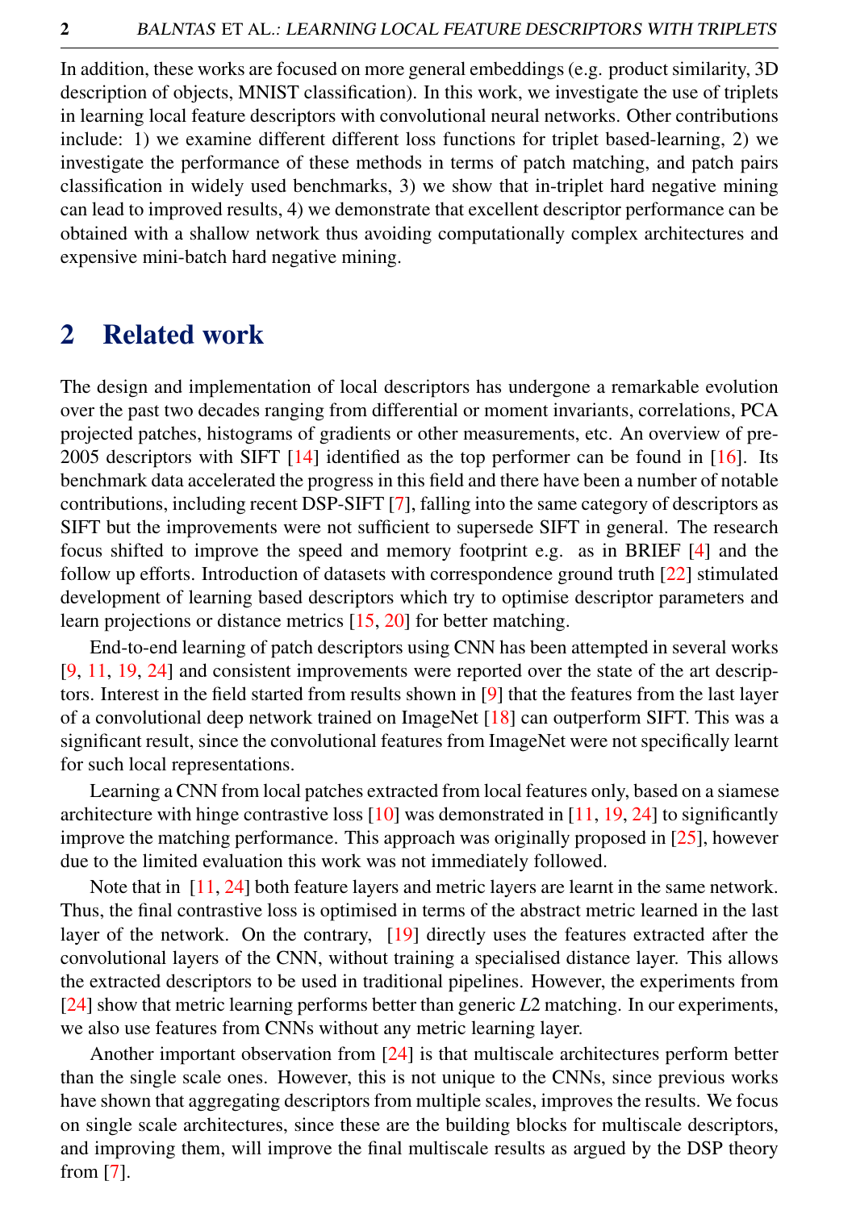In addition, these works are focused on more general embeddings (e.g. product similarity, 3D description of objects, MNIST classification). In this work, we investigate the use of triplets in learning local feature descriptors with convolutional neural networks. Other contributions include: 1) we examine different different loss functions for triplet based-learning, 2) we investigate the performance of these methods in terms of patch matching, and patch pairs classification in widely used benchmarks, 3) we show that in-triplet hard negative mining can lead to improved results, 4) we demonstrate that excellent descriptor performance can be obtained with a shallow network thus avoiding computationally complex architectures and expensive mini-batch hard negative mining.

## 2 Related work

The design and implementation of local descriptors has undergone a remarkable evolution over the past two decades ranging from differential or moment invariants, correlations, PCA projected patches, histograms of gradients or other measurements, etc. An overview of pre-2005 descriptors with SIFT [14] identified as the top performer can be found in [16]. Its benchmark data accelerated the progress in this field and there have been a number of notable contributions, including recent DSP-SIFT [7], falling into the same category of descriptors as SIFT but the improvements were not sufficient to supersede SIFT in general. The research focus shifted to improve the speed and memory footprint e.g. as in BRIEF [4] and the follow up efforts. Introduction of datasets with correspondence ground truth [22] stimulated development of learning based descriptors which try to optimise descriptor parameters and learn projections or distance metrics [15, 20] for better matching.

End-to-end learning of patch descriptors using CNN has been attempted in several works [9, 11, 19, 24] and consistent improvements were reported over the state of the art descriptors. Interest in the field started from results shown in [9] that the features from the last layer of a convolutional deep network trained on ImageNet [18] can outperform SIFT. This was a significant result, since the convolutional features from ImageNet were not specifically learnt for such local representations.

Learning a CNN from local patches extracted from local features only, based on a siamese architecture with hinge contrastive loss [10] was demonstrated in [11, 19, 24] to significantly improve the matching performance. This approach was originally proposed in [25], however due to the limited evaluation this work was not immediately followed.

Note that in [11, 24] both feature layers and metric layers are learnt in the same network. Thus, the final contrastive loss is optimised in terms of the abstract metric learned in the last layer of the network. On the contrary, [19] directly uses the features extracted after the convolutional layers of the CNN, without training a specialised distance layer. This allows the extracted descriptors to be used in traditional pipelines. However, the experiments from [24] show that metric learning performs better than generic $L2$ matching. In our experiments, we also use features from CNNs without any metric learning layer.

Another important observation from [24] is that multiscale architectures perform better than the single scale ones. However, this is not unique to the CNNs, since previous works have shown that aggregating descriptors from multiple scales, improves the results. We focus on single scale architectures, since these are the building blocks for multiscale descriptors, and improving them, will improve the final multiscale results as argued by the DSP theory from [7].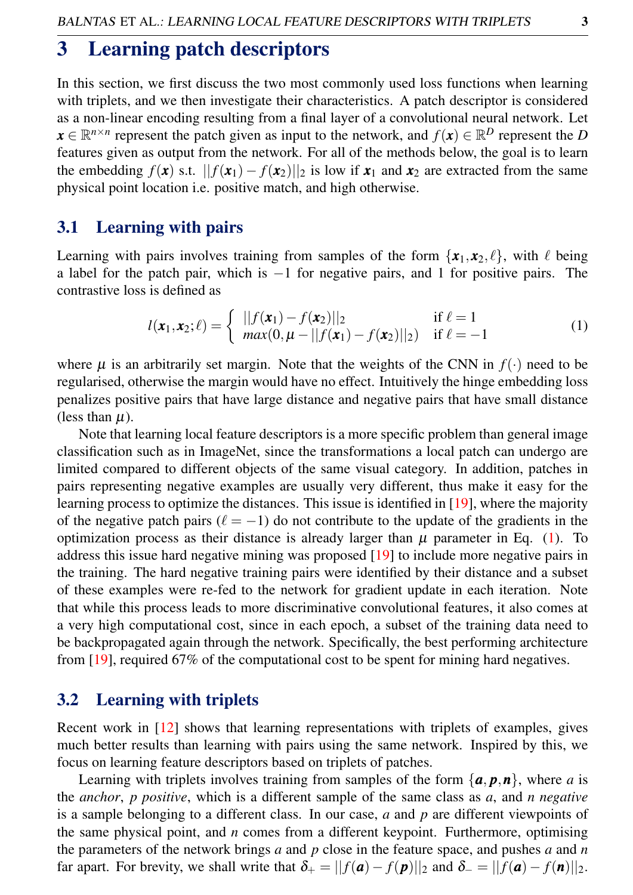# 3 Learning patch descriptors

In this section, we first discuss the two most commonly used loss functions when learning with triplets, and we then investigate their characteristics. A patch descriptor is considered as a non-linear encoding resulting from a final layer of a convolutional neural network. Let $\boldsymbol{x} \in \mathbb{R}^{n \times n}$ represent the patch given as input to the network, and $f(\boldsymbol{x}) \in \mathbb{R}^D$ represent the $D$ features given as output from the network. For all of the methods below, the goal is to learn the embedding $f(\boldsymbol{x})$ s.t. $||f(\boldsymbol{x}_1) - f(\boldsymbol{x}_2)||_2$ is low if $\boldsymbol{x}_1$ and $\boldsymbol{x}_2$ are extracted from the same physical point location i.e. positive match, and high otherwise.

## 3.1 Learning with pairs

Learning with pairs involves training from samples of the form $\{\boldsymbol{x}_1, \boldsymbol{x}_2, \ell\}$, with $\ell$ being a label for the patch pair, which is $-1$ for negative pairs, and 1 for positive pairs. The contrastive loss is defined as

$$l(\boldsymbol{x}_1, \boldsymbol{x}_2; \ell) = \begin{cases} ||f(\boldsymbol{x}_1) - f(\boldsymbol{x}_2)||_2 & \text{if } \ell = 1 \\ max(0, \mu - ||f(\boldsymbol{x}_1) - f(\boldsymbol{x}_2)||_2) & \text{if } \ell = -1 \end{cases} \tag{1}$$

where $\mu$ is an arbitrarily set margin. Note that the weights of the CNN in $f(\cdot)$ need to be regularised, otherwise the margin would have no effect. Intuitively the hinge embedding loss penalizes positive pairs that have large distance and negative pairs that have small distance (less than $\mu$).

Note that learning local feature descriptors is a more specific problem than general image classification such as in ImageNet, since the transformations a local patch can undergo are limited compared to different objects of the same visual category. In addition, patches in pairs representing negative examples are usually very different, thus make it easy for the learning process to optimize the distances. This issue is identified in [19], where the majority of the negative patch pairs ($\ell = -1$) do not contribute to the update of the gradients in the optimization process as their distance is already larger than $\mu$ parameter in Eq. (1). To address this issue hard negative mining was proposed [19] to include more negative pairs in the training. The hard negative training pairs were identified by their distance and a subset of these examples were re-fed to the network for gradient update in each iteration. Note that while this process leads to more discriminative convolutional features, it also comes at a very high computational cost, since in each epoch, a subset of the training data need to be backpropagated again through the network. Specifically, the best performing architecture from [19], required 67% of the computational cost to be spent for mining hard negatives.

## 3.2 Learning with triplets

Recent work in [12] shows that learning representations with triplets of examples, gives much better results than learning with pairs using the same network. Inspired by this, we focus on learning feature descriptors based on triplets of patches.

Learning with triplets involves training from samples of the form $\{\boldsymbol{a}, \boldsymbol{p}, \boldsymbol{n}\}$, where $a$ is the *anchor*, $p$ *positive*, which is a different sample of the same class as $a$, and $n$ *negative* is a sample belonging to a different class. In our case, $a$ and $p$ are different viewpoints of the same physical point, and $n$ comes from a different keypoint. Furthermore, optimising the parameters of the network brings $a$ and $p$ close in the feature space, and pushes $a$ and $n$ far apart. For brevity, we shall write that $\delta_+ = ||f(\boldsymbol{a}) - f(\boldsymbol{p})||_2$ and $\delta_- = ||f(\boldsymbol{a}) - f(\boldsymbol{n})||_2$.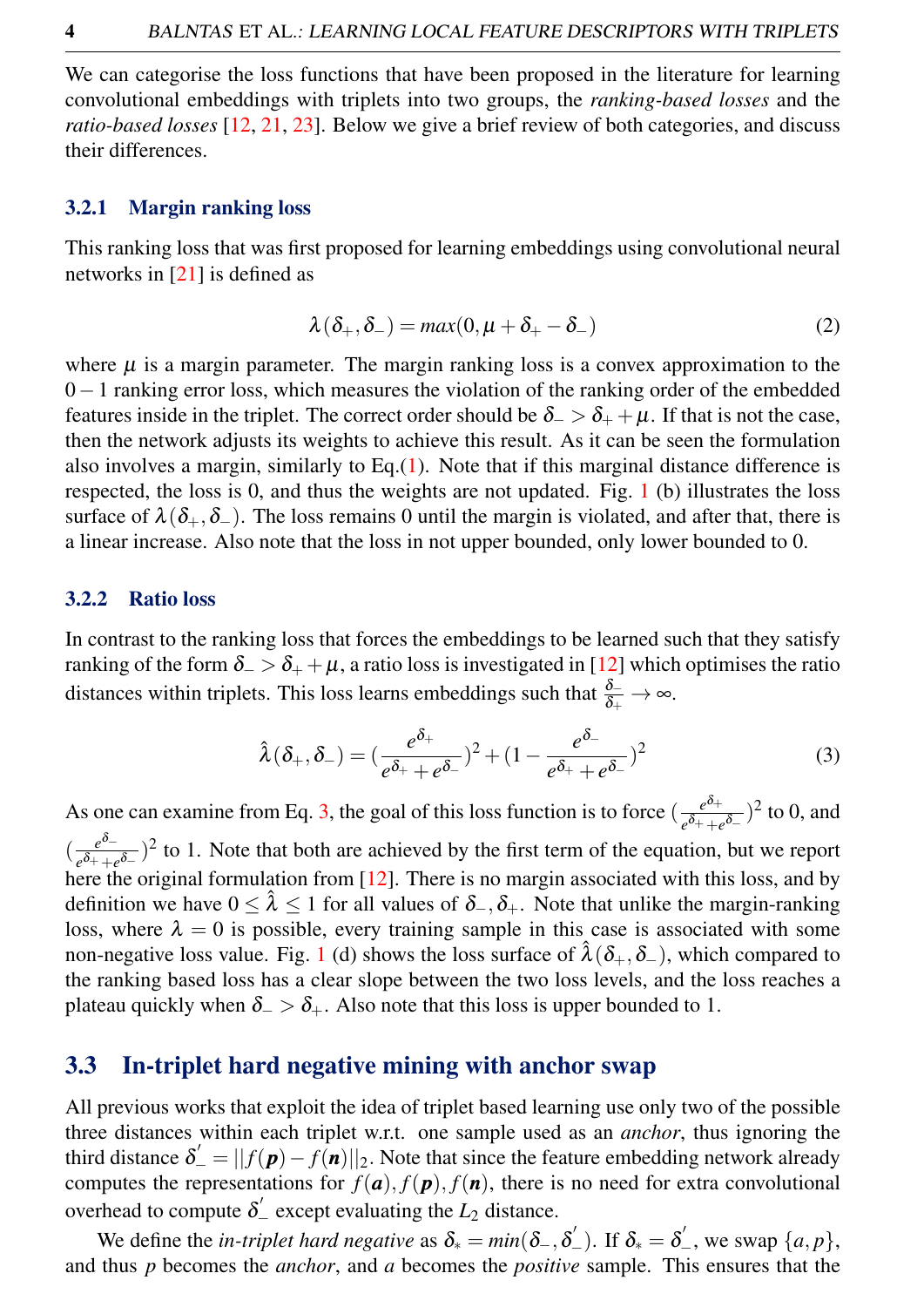We can categorise the loss functions that have been proposed in the literature for learning convolutional embeddings with triplets into two groups, the *ranking-based losses* and the *ratio-based losses* [12, 21, 23]. Below we give a brief review of both categories, and discuss their differences.

### 3.2.1 Margin ranking loss

This ranking loss that was first proposed for learning embeddings using convolutional neural networks in [21] is defined as

$$\lambda(\delta_+, \delta_-) = max(0, \mu + \delta_+ - \delta_-) \tag{2}$$

where $\mu$ is a margin parameter. The margin ranking loss is a convex approximation to the $0-1$ ranking error loss, which measures the violation of the ranking order of the embedded features inside in the triplet. The correct order should be $\delta_- > \delta_+ + \mu$. If that is not the case, then the network adjusts its weights to achieve this result. As it can be seen the formulation also involves a margin, similarly to Eq.(1). Note that if this marginal distance difference is respected, the loss is 0, and thus the weights are not updated. Fig. 1 (b) illustrates the loss surface of $\lambda(\delta_+, \delta_-)$. The loss remains 0 until the margin is violated, and after that, there is a linear increase. Also note that the loss in not upper bounded, only lower bounded to 0.

### 3.2.2 Ratio loss

In contrast to the ranking loss that forces the embeddings to be learned such that they satisfy ranking of the form $\delta_- > \delta_+ + \mu$, a ratio loss is investigated in [12] which optimises the ratio distances within triplets. This loss learns embeddings such that $\frac{\delta_-}{\delta_+} \rightarrow \infty$.

$$\hat{\lambda}(\delta_+, \delta_-) = (\frac{e^{\delta_+}}{e^{\delta_+} + e^{\delta_-}})^2 + (1 - \frac{e^{\delta_-}}{e^{\delta_+} + e^{\delta_-}})^2 \tag{3}$$

As one can examine from Eq. 3, the goal of this loss function is to force $(\frac{e^{\delta_+}}{e^{\delta_+} + e^{\delta_-}})^2$ to 0, and $(\frac{e^{\delta_-}}{e^{\delta_+} + e^{\delta_-}})^2$ to 1. Note that both are achieved by the first term of the equation, but we report here the original formulation from [12]. There is no margin associated with this loss, and by definition we have $0 \leq \hat{\lambda} \leq 1$ for all values of $\delta_-, \delta_+$. Note that unlike the margin-ranking loss, where $\lambda = 0$ is possible, every training sample in this case is associated with some non-negative loss value. Fig. 1 (d) shows the loss surface of $\hat{\lambda}(\delta_+, \delta_-)$, which compared to the ranking based loss has a clear slope between the two loss levels, and the loss reaches a plateau quickly when $\delta_- > \delta_+$. Also note that this loss is upper bounded to 1.

## 3.3 In-triplet hard negative mining with anchor swap

All previous works that exploit the idea of triplet based learning use only two of the possible three distances within each triplet w.r.t. one sample used as an *anchor*, thus ignoring the third distance $\delta_-^{'} = ||f(\boldsymbol{p}) - f(\boldsymbol{n})||_2$. Note that since the feature embedding network already computes the representations for $f(\boldsymbol{a}), f(\boldsymbol{p}), f(\boldsymbol{n})$, there is no need for extra convolutional overhead to compute $\delta_-^{'}$ except evaluating the $L_2$ distance.

We define the *in-triplet hard negative* as $\delta_* = min(\delta_-, \delta_-^{'})$. If $\delta_* = \delta_-^{'}$, we swap $\{a, p\}$, and thus $p$ becomes the *anchor*, and $a$ becomes the *positive* sample. This ensures that the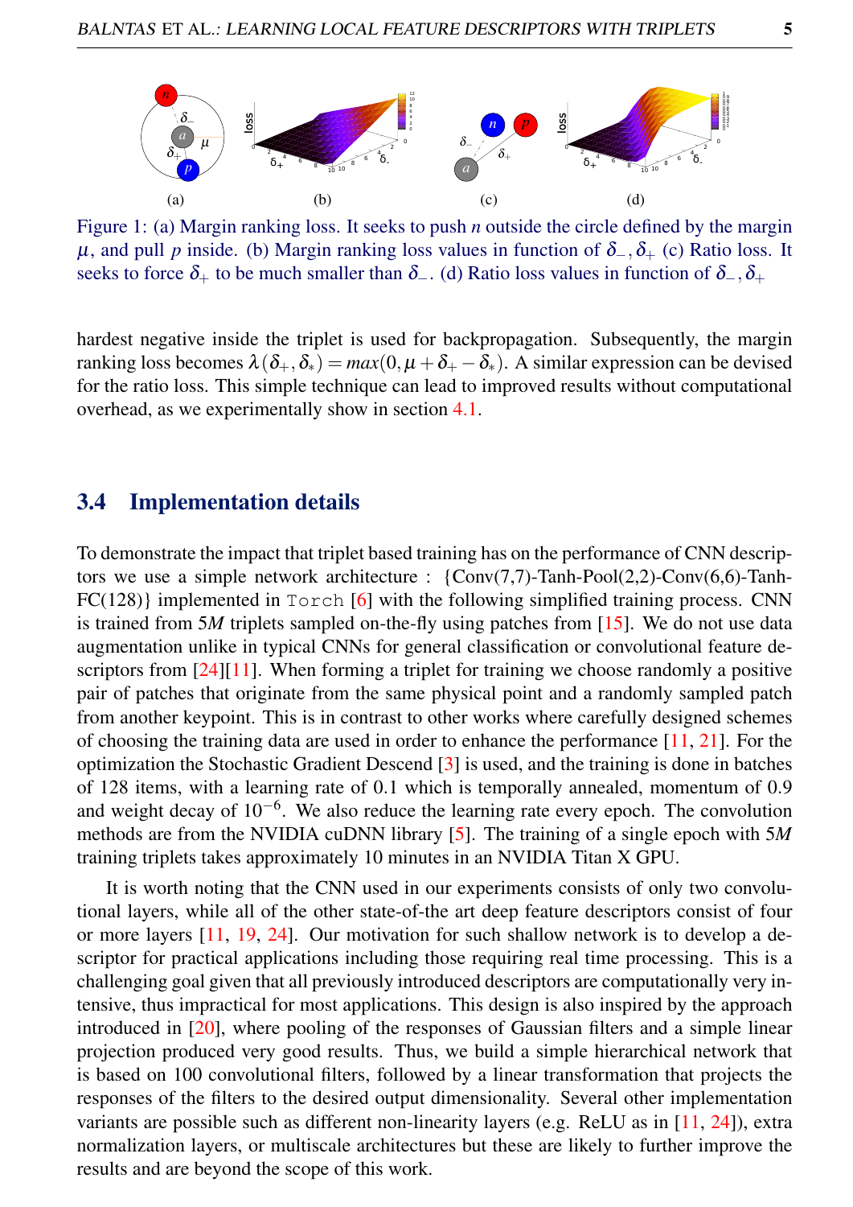Figure 1: (a) Margin ranking loss. It seeks to push $n$ outside the circle defined by the margin $\mu$, and pull $p$ inside. (b) Margin ranking loss values in function of $\delta_-, \delta_+$ (c) Ratio loss. It seeks to force $\delta_+$ to be much smaller than $\delta_-$. (d) Ratio loss values in function of $\delta_-, \delta_+$

hardest negative inside the triplet is used for backpropagation. Subsequently, the margin ranking loss becomes $\lambda(\delta_+, \delta_*) = max(0, \mu + \delta_+ - \delta_*)$. A similar expression can be devised for the ratio loss. This simple technique can lead to improved results without computational overhead, as we experimentally show in section 4.1.

## 3.4 Implementation details

To demonstrate the impact that triplet based training has on the performance of CNN descriptors we use a simple network architecture : {Conv(7,7)-Tanh-Pool(2,2)-Conv(6,6)-Tanh-FC(128)} implemented in `Torch` [6] with the following simplified training process. CNN is trained from 5$M$ triplets sampled on-the-fly using patches from [15]. We do not use data augmentation unlike in typical CNNs for general classification or convolutional feature descriptors from [24][11]. When forming a triplet for training we choose randomly a positive pair of patches that originate from the same physical point and a randomly sampled patch from another keypoint. This is in contrast to other works where carefully designed schemes of choosing the training data are used in order to enhance the performance [11, 21]. For the optimization the Stochastic Gradient Descend [3] is used, and the training is done in batches of 128 items, with a learning rate of 0.1 which is temporally annealed, momentum of 0.9 and weight decay of $10^{-6}$. We also reduce the learning rate every epoch. The convolution methods are from the NVIDIA cuDNN library [5]. The training of a single epoch with 5$M$ training triplets takes approximately 10 minutes in an NVIDIA Titan X GPU.

It is worth noting that the CNN used in our experiments consists of only two convolutional layers, while all of the other state-of-the art deep feature descriptors consist of four or more layers [11, 19, 24]. Our motivation for such shallow network is to develop a descriptor for practical applications including those requiring real time processing. This is a challenging goal given that all previously introduced descriptors are computationally very intensive, thus impractical for most applications. This design is also inspired by the approach introduced in [20], where pooling of the responses of Gaussian filters and a simple linear projection produced very good results. Thus, we build a simple hierarchical network that is based on 100 convolutional filters, followed by a linear transformation that projects the responses of the filters to the desired output dimensionality. Several other implementation variants are possible such as different non-linearity layers (e.g. ReLU as in [11, 24]), extra normalization layers, or multiscale architectures but these are likely to further improve the results and are beyond the scope of this work.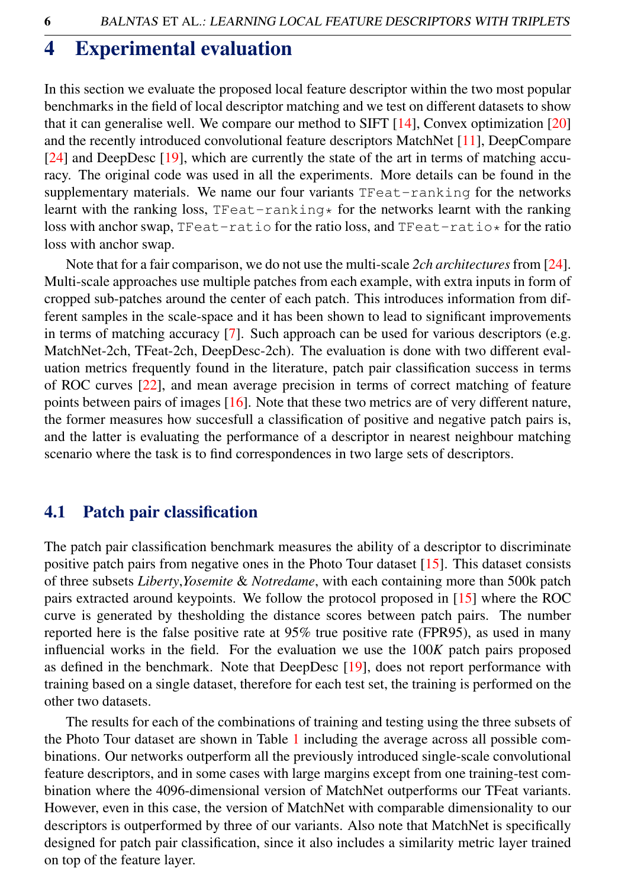# 4 Experimental evaluation

In this section we evaluate the proposed local feature descriptor within the two most popular benchmarks in the field of local descriptor matching and we test on different datasets to show that it can generalise well. We compare our method to SIFT [14], Convex optimization [20] and the recently introduced convolutional feature descriptors MatchNet [11], DeepCompare [24] and DeepDesc [19], which are currently the state of the art in terms of matching accuracy. The original code was used in all the experiments. More details can be found in the supplementary materials. We name our four variants `TFeat-ranking` for the networks learnt with the ranking loss, `TFeat-ranking*` for the networks learnt with the ranking loss with anchor swap, `TFeat-ratio` for the ratio loss, and `TFeat-ratio*` for the ratio loss with anchor swap.

Note that for a fair comparison, we do not use the multi-scale *2ch architectures* from [24]. Multi-scale approaches use multiple patches from each example, with extra inputs in form of cropped sub-patches around the center of each patch. This introduces information from different samples in the scale-space and it has been shown to lead to significant improvements in terms of matching accuracy [7]. Such approach can be used for various descriptors (e.g. MatchNet-2ch, TFeat-2ch, DeepDesc-2ch). The evaluation is done with two different evaluation metrics frequently found in the literature, patch pair classification success in terms of ROC curves [22], and mean average precision in terms of correct matching of feature points between pairs of images [16]. Note that these two metrics are of very different nature, the former measures how succesfull a classification of positive and negative patch pairs is, and the latter is evaluating the performance of a descriptor in nearest neighbour matching scenario where the task is to find correspondences in two large sets of descriptors.

## 4.1 Patch pair classification

The patch pair classification benchmark measures the ability of a descriptor to discriminate positive patch pairs from negative ones in the Photo Tour dataset [15]. This dataset consists of three subsets *Liberty*,*Yosemite* & *Notredame*, with each containing more than 500k patch pairs extracted around keypoints. We follow the protocol proposed in [15] where the ROC curve is generated by thesholding the distance scores between patch pairs. The number reported here is the false positive rate at 95% true positive rate (FPR95), as used in many influencial works in the field. For the evaluation we use the $100K$ patch pairs proposed as defined in the benchmark. Note that DeepDesc [19], does not report performance with training based on a single dataset, therefore for each test set, the training is performed on the other two datasets.

The results for each of the combinations of training and testing using the three subsets of the Photo Tour dataset are shown in Table 1 including the average across all possible combinations. Our networks outperform all the previously introduced single-scale convolutional feature descriptors, and in some cases with large margins except from one training-test combination where the 4096-dimensional version of MatchNet outperforms our TFeat variants. However, even in this case, the version of MatchNet with comparable dimensionality to our descriptors is outperformed by three of our variants. Also note that MatchNet is specifically designed for patch pair classification, since it also includes a similarity metric layer trained on top of the feature layer.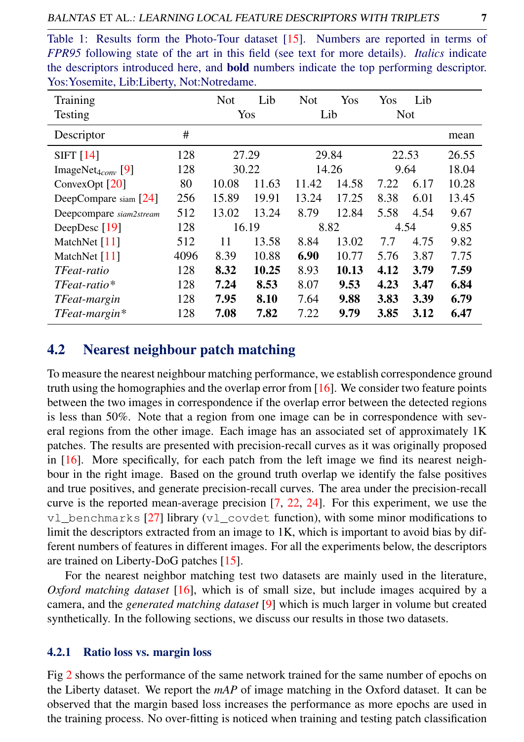Table 1: Results form the Photo-Tour dataset [15]. Numbers are reported in terms of *FPR95* following state of the art in this field (see text for more details). *Italics* indicate the descriptors introduced here, and **bold** numbers indicate the top performing descriptor. Yos:Yosemite, Lib:Liberty, Not:Notredame.

| Training | | Not | Lib | Not | Yos | Yos | Lib | |
|---|---|---|---|---|---|---|---|---|
| Testing | | Yos | | Lib | | Not | | |
| Descriptor | # | | | | | | | mean |
| SIFT [14] | 128 | 27.29 | | 29.84 | | 22.53 | | 26.55 |
| ImageNet$_{4conv}$ [9] | 128 | 30.22 | | 14.26 | | 9.64 | | 18.04 |
| ConvexOpt [20] | 80 | 10.08 | 11.63 | 11.42 | 14.58 | 7.22 | 6.17 | 10.28 |
| DeepCompare siam [24] | 256 | 15.89 | 19.91 | 13.24 | 17.25 | 8.38 | 6.01 | 13.45 |
| Deepcompare *siam2stream* | 512 | 13.02 | 13.24 | 8.79 | 12.84 | 5.58 | 4.54 | 9.67 |
| DeepDesc [19] | 128 | 16.19 | | 8.82 | | 4.54 | | 9.85 |
| MatchNet [11] | 512 | 11 | 13.58 | 8.84 | 13.02 | 7.7 | 4.75 | 9.82 |
| MatchNet [11] | 4096 | 8.39 | 10.88 | **6.90** | 10.77 | 5.76 | 3.87 | 7.75 |
| *TFeat-ratio* | 128 | **8.32** | **10.25** | 8.93 | **10.13** | **4.12** | **3.79** | **7.59** |
| *TFeat-ratio** | 128 | **7.24** | **8.53** | 8.07 | **9.53** | **4.23** | **3.47** | **6.84** |
| *TFeat-margin* | 128 | **7.95** | **8.10** | 7.64 | **9.88** | **3.83** | **3.39** | **6.79** |
| *TFeat-margin** | 128 | **7.08** | **7.82** | 7.22 | **9.79** | **3.85** | **3.12** | **6.47** |

## 4.2 Nearest neighbour patch matching

To measure the nearest neighbour matching performance, we establish correspondence ground truth using the homographies and the overlap error from [16]. We consider two feature points between the two images in correspondence if the overlap error between the detected regions is less than 50%. Note that a region from one image can be in correspondence with several regions from the other image. Each image has an associated set of approximately 1K patches. The results are presented with precision-recall curves as it was originally proposed in [16]. More specifically, for each patch from the left image we find its nearest neighbour in the right image. Based on the ground truth overlap we identify the false positives and true positives, and generate precision-recall curves. The area under the precision-recall curve is the reported mean-average precision [7, 22, 24]. For this experiment, we use the `vl_benchmarks` [27] library (`vl_covdet` function), with some minor modifications to limit the descriptors extracted from an image to 1K, which is important to avoid bias by different numbers of features in different images. For all the experiments below, the descriptors are trained on Liberty-DoG patches [15].

For the nearest neighbor matching test two datasets are mainly used in the literature, *Oxford matching dataset* [16], which is of small size, but include images acquired by a camera, and the *generated matching dataset* [9] which is much larger in volume but created synthetically. In the following sections, we discuss our results in those two datasets.

### 4.2.1 Ratio loss vs. margin loss

Fig 2 shows the performance of the same network trained for the same number of epochs on the Liberty dataset. We report the *mAP* of image matching in the Oxford dataset. It can be observed that the margin based loss increases the performance as more epochs are used in the training process. No over-fitting is noticed when training and testing patch classification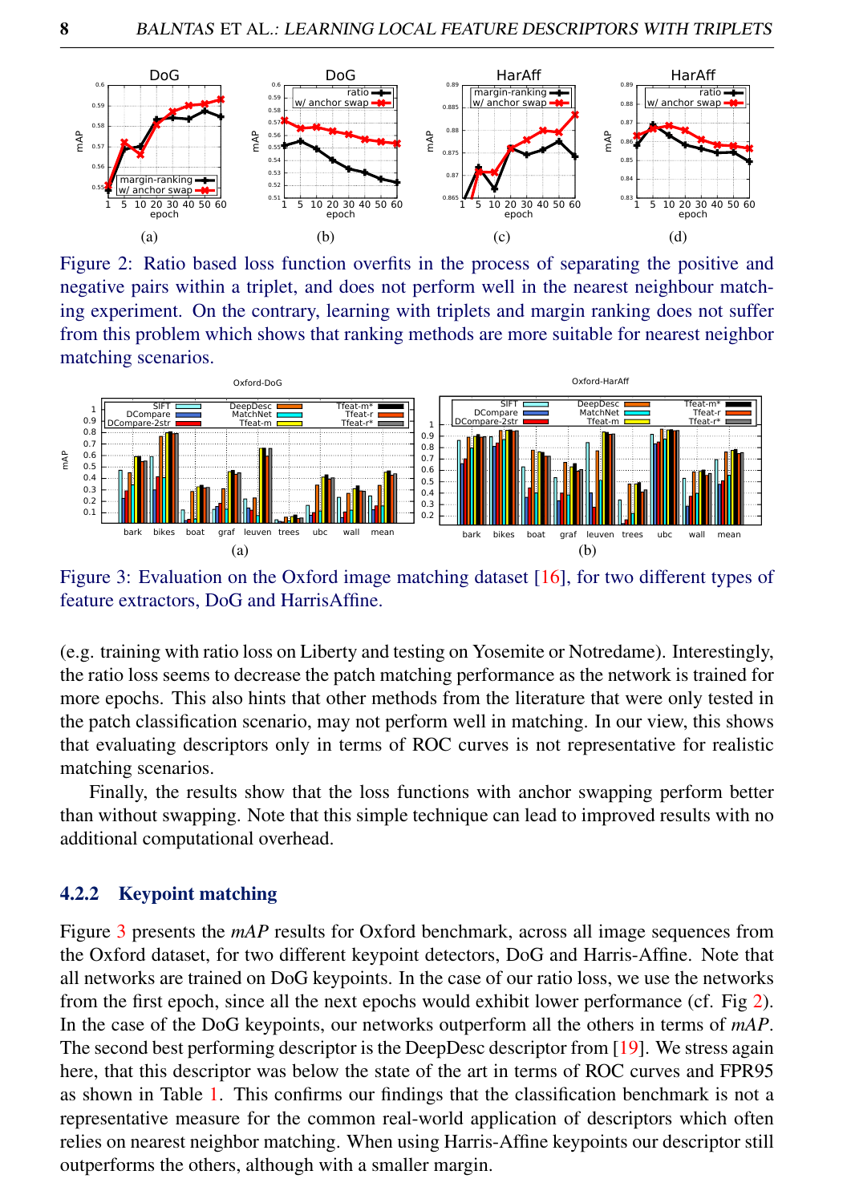Figure 2: Ratio based loss function overfits in the process of separating the positive and negative pairs within a triplet, and does not perform well in the nearest neighbour matching experiment. On the contrary, learning with triplets and margin ranking does not suffer from this problem which shows that ranking methods are more suitable for nearest neighbor matching scenarios.

Figure 3: Evaluation on the Oxford image matching dataset [16], for two different types of feature extractors, DoG and HarrisAffine.

(e.g. training with ratio loss on Liberty and testing on Yosemite or Notredame). Interestingly, the ratio loss seems to decrease the patch matching performance as the network is trained for more epochs. This also hints that other methods from the literature that were only tested in the patch classification scenario, may not perform well in matching. In our view, this shows that evaluating descriptors only in terms of ROC curves is not representative for realistic matching scenarios.

Finally, the results show that the loss functions with anchor swapping perform better than without swapping. Note that this simple technique can lead to improved results with no additional computational overhead.

#### 4.2.2 Keypoint matching

Figure 3 presents the *mAP* results for Oxford benchmark, across all image sequences from the Oxford dataset, for two different keypoint detectors, DoG and Harris-Affine. Note that all networks are trained on DoG keypoints. In the case of our ratio loss, we use the networks from the first epoch, since all the next epochs would exhibit lower performance (cf. Fig 2). In the case of the DoG keypoints, our networks outperform all the others in terms of *mAP*. The second best performing descriptor is the DeepDesc descriptor from [19]. We stress again here, that this descriptor was below the state of the art in terms of ROC curves and FPR95 as shown in Table 1. This confirms our findings that the classification benchmark is not a representative measure for the common real-world application of descriptors which often relies on nearest neighbor matching. When using Harris-Affine keypoints our descriptor still outperforms the others, although with a smaller margin.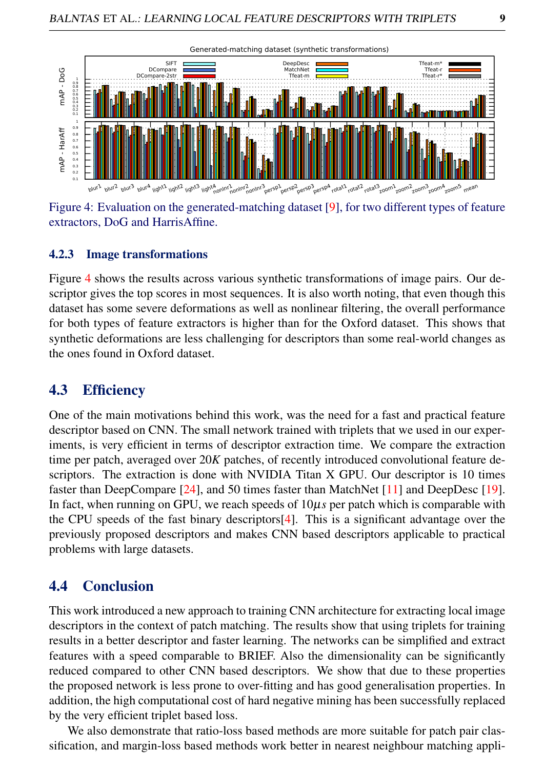Figure 4: Evaluation on the generated-matching dataset [9], for two different types of feature extractors, DoG and HarrisAffine.

#### 4.2.3 Image transformations

Figure 4 shows the results across various synthetic transformations of image pairs. Our descriptor gives the top scores in most sequences. It is also worth noting, that even though this dataset has some severe deformations as well as nonlinear filtering, the overall performance for both types of feature extractors is higher than for the Oxford dataset. This shows that synthetic deformations are less challenging for descriptors than some real-world changes as the ones found in Oxford dataset.

### 4.3 Efficiency

One of the main motivations behind this work, was the need for a fast and practical feature descriptor based on CNN. The small network trained with triplets that we used in our experiments, is very efficient in terms of descriptor extraction time. We compare the extraction time per patch, averaged over $20K$ patches, of recently introduced convolutional feature descriptors. The extraction is done with NVIDIA Titan X GPU. Our descriptor is 10 times faster than DeepCompare [24], and 50 times faster than MatchNet [11] and DeepDesc [19]. In fact, when running on GPU, we reach speeds of $10\mu s$ per patch which is comparable with the CPU speeds of the fast binary descriptors[4]. This is a significant advantage over the previously proposed descriptors and makes CNN based descriptors applicable to practical problems with large datasets.

### 4.4 Conclusion

This work introduced a new approach to training CNN architecture for extracting local image descriptors in the context of patch matching. The results show that using triplets for training results in a better descriptor and faster learning. The networks can be simplified and extract features with a speed comparable to BRIEF. Also the dimensionality can be significantly reduced compared to other CNN based descriptors. We show that due to these properties the proposed network is less prone to over-fitting and has good generalisation properties. In addition, the high computational cost of hard negative mining has been successfully replaced by the very efficient triplet based loss.

We also demonstrate that ratio-loss based methods are more suitable for patch pair classification, and margin-loss based methods work better in nearest neighbour matching appli-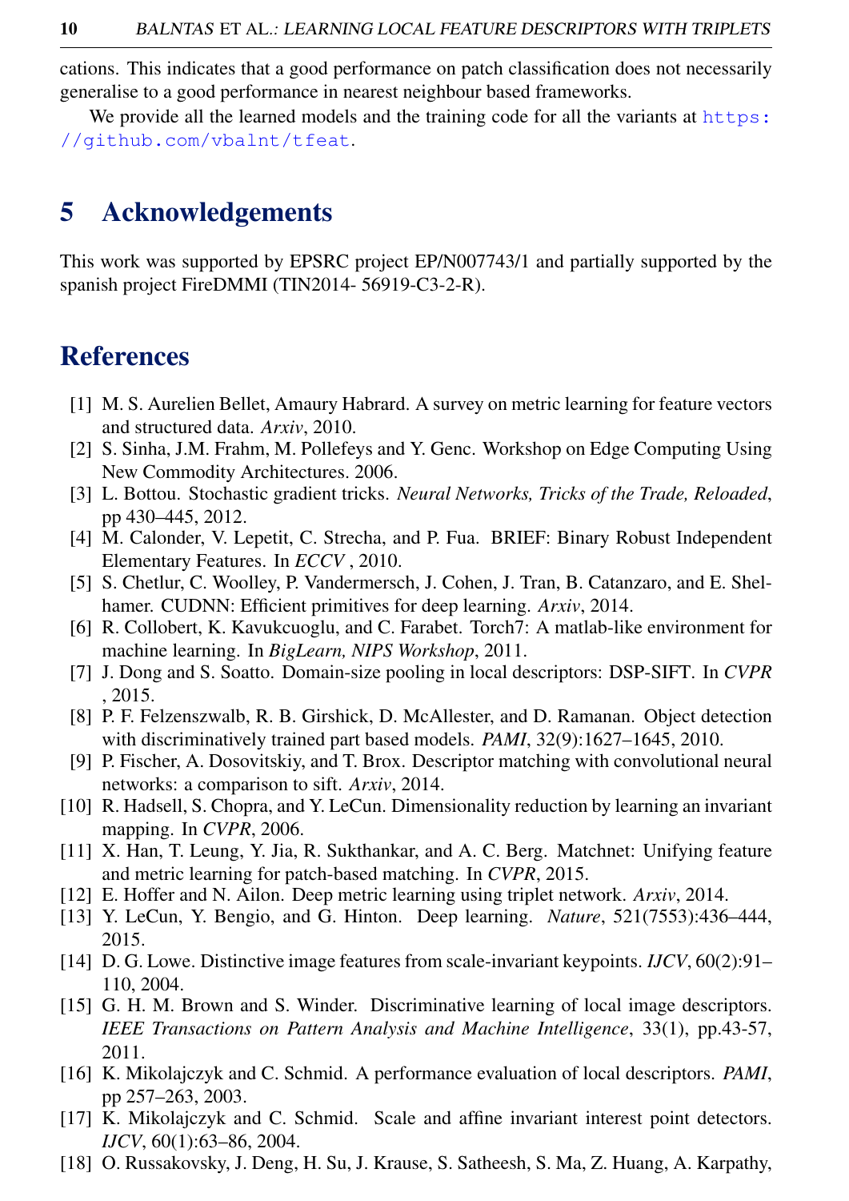cations. This indicates that a good performance on patch classification does not necessarily generalise to a good performance in nearest neighbour based frameworks.

We provide all the learned models and the training code for all the variants at https://github.com/vbalnt/tfeat.

# 5 Acknowledgements

This work was supported by EPSRC project EP/N007743/1 and partially supported by the spanish project FireDMMI (TIN2014- 56919-C3-2-R).

# References

[1] M. S. Aurelien Bellet, Amaury Habrard. A survey on metric learning for feature vectors and structured data. *Arxiv*, 2010.

[2] S. Sinha, J.M. Frahm, M. Pollefeys and Y. Genc. Workshop on Edge Computing Using New Commodity Architectures. 2006.

[3] L. Bottou. Stochastic gradient tricks. *Neural Networks, Tricks of the Trade, Reloaded*, pp 430–445, 2012.

[4] M. Calonder, V. Lepetit, C. Strecha, and P. Fua. BRIEF: Binary Robust Independent Elementary Features. In *ECCV* , 2010.

[5] S. Chetlur, C. Woolley, P. Vandermersch, J. Cohen, J. Tran, B. Catanzaro, and E. Shelhamer. CUDNN: Efficient primitives for deep learning. *Arxiv*, 2014.

[6] R. Collobert, K. Kavukcuoglu, and C. Farabet. Torch7: A matlab-like environment for machine learning. In *BigLearn, NIPS Workshop*, 2011.

[7] J. Dong and S. Soatto. Domain-size pooling in local descriptors: DSP-SIFT. In *CVPR* , 2015.

[8] P. F. Felzenszwalb, R. B. Girshick, D. McAllester, and D. Ramanan. Object detection with discriminatively trained part based models. *PAMI*, 32(9):1627–1645, 2010.

[9] P. Fischer, A. Dosovitskiy, and T. Brox. Descriptor matching with convolutional neural networks: a comparison to sift. *Arxiv*, 2014.

[10] R. Hadsell, S. Chopra, and Y. LeCun. Dimensionality reduction by learning an invariant mapping. In *CVPR*, 2006.

[11] X. Han, T. Leung, Y. Jia, R. Sukthankar, and A. C. Berg. Matchnet: Unifying feature and metric learning for patch-based matching. In *CVPR*, 2015.

[12] E. Hoffer and N. Ailon. Deep metric learning using triplet network. *Arxiv*, 2014.

[13] Y. LeCun, Y. Bengio, and G. Hinton. Deep learning. *Nature*, 521(7553):436–444, 2015.

[14] D. G. Lowe. Distinctive image features from scale-invariant keypoints. *IJCV*, 60(2):91–110, 2004.

[15] G. H. M. Brown and S. Winder. Discriminative learning of local image descriptors. *IEEE Transactions on Pattern Analysis and Machine Intelligence*, 33(1), pp.43-57, 2011.

[16] K. Mikolajczyk and C. Schmid. A performance evaluation of local descriptors. *PAMI*, pp 257–263, 2003.

[17] K. Mikolajczyk and C. Schmid. Scale and affine invariant interest point detectors. *IJCV*, 60(1):63–86, 2004.

[18] O. Russakovsky, J. Deng, H. Su, J. Krause, S. Satheesh, S. Ma, Z. Huang, A. Karpathy,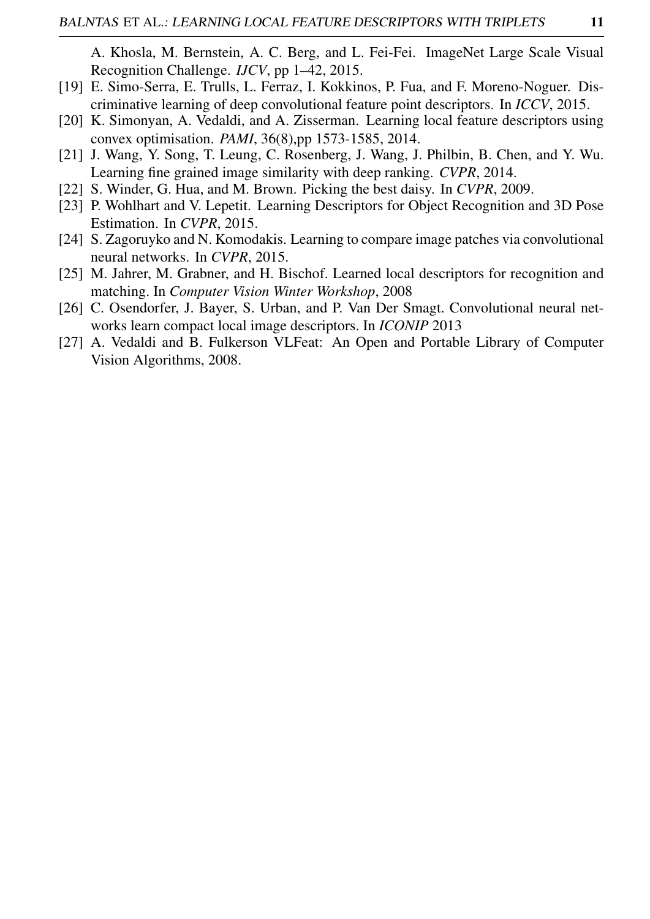A. Khosla, M. Bernstein, A. C. Berg, and L. Fei-Fei. ImageNet Large Scale Visual Recognition Challenge. *IJCV*, pp 1–42, 2015.

[19] E. Simo-Serra, E. Trulls, L. Ferraz, I. Kokkinos, P. Fua, and F. Moreno-Noguer. Discriminative learning of deep convolutional feature point descriptors. In *ICCV*, 2015.

[20] K. Simonyan, A. Vedaldi, and A. Zisserman. Learning local feature descriptors using convex optimisation. *PAMI*, 36(8),pp 1573-1585, 2014.

[21] J. Wang, Y. Song, T. Leung, C. Rosenberg, J. Wang, J. Philbin, B. Chen, and Y. Wu. Learning fine grained image similarity with deep ranking. *CVPR*, 2014.

[22] S. Winder, G. Hua, and M. Brown. Picking the best daisy. In *CVPR*, 2009.

[23] P. Wohlhart and V. Lepetit. Learning Descriptors for Object Recognition and 3D Pose Estimation. In *CVPR*, 2015.

[24] S. Zagoruyko and N. Komodakis. Learning to compare image patches via convolutional neural networks. In *CVPR*, 2015.

[25] M. Jahrer, M. Grabner, and H. Bischof. Learned local descriptors for recognition and matching. In *Computer Vision Winter Workshop*, 2008

[26] C. Osendorfer, J. Bayer, S. Urban, and P. Van Der Smagt. Convolutional neural networks learn compact local image descriptors. In *ICONIP* 2013

[27] A. Vedaldi and B. Fulkerson VLFeat: An Open and Portable Library of Computer Vision Algorithms, 2008.